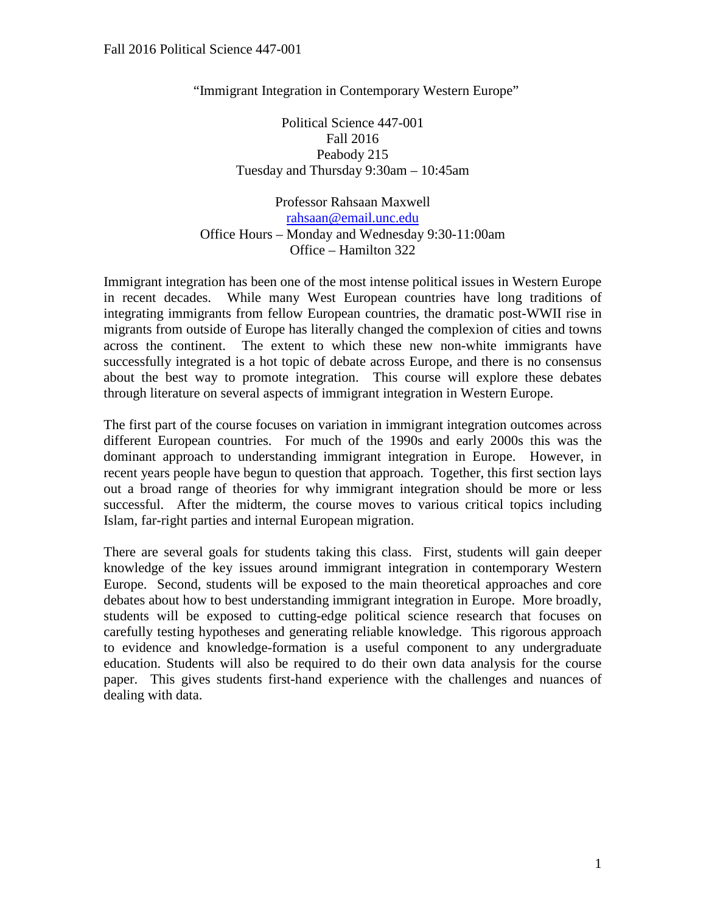# "Immigrant Integration in Contemporary Western Europe"

Political Science 447-001
Fall 2016
Peabody 215
Tuesday and Thursday 9:30am – 10:45am

Professor Rahsaan Maxwell
rahsaan@email.unc.edu
Office Hours – Monday and Wednesday 9:30-11:00am
Office – Hamilton 322

Immigrant integration has been one of the most intense political issues in Western Europe in recent decades. While many West European countries have long traditions of integrating immigrants from fellow European countries, the dramatic post-WWII rise in migrants from outside of Europe has literally changed the complexion of cities and towns across the continent. The extent to which these new non-white immigrants have successfully integrated is a hot topic of debate across Europe, and there is no consensus about the best way to promote integration. This course will explore these debates through literature on several aspects of immigrant integration in Western Europe.

The first part of the course focuses on variation in immigrant integration outcomes across different European countries. For much of the 1990s and early 2000s this was the dominant approach to understanding immigrant integration in Europe. However, in recent years people have begun to question that approach. Together, this first section lays out a broad range of theories for why immigrant integration should be more or less successful. After the midterm, the course moves to various critical topics including Islam, far-right parties and internal European migration.

There are several goals for students taking this class. First, students will gain deeper knowledge of the key issues around immigrant integration in contemporary Western Europe. Second, students will be exposed to the main theoretical approaches and core debates about how to best understanding immigrant integration in Europe. More broadly, students will be exposed to cutting-edge political science research that focuses on carefully testing hypotheses and generating reliable knowledge. This rigorous approach to evidence and knowledge-formation is a useful component to any undergraduate education. Students will also be required to do their own data analysis for the course paper. This gives students first-hand experience with the challenges and nuances of dealing with data.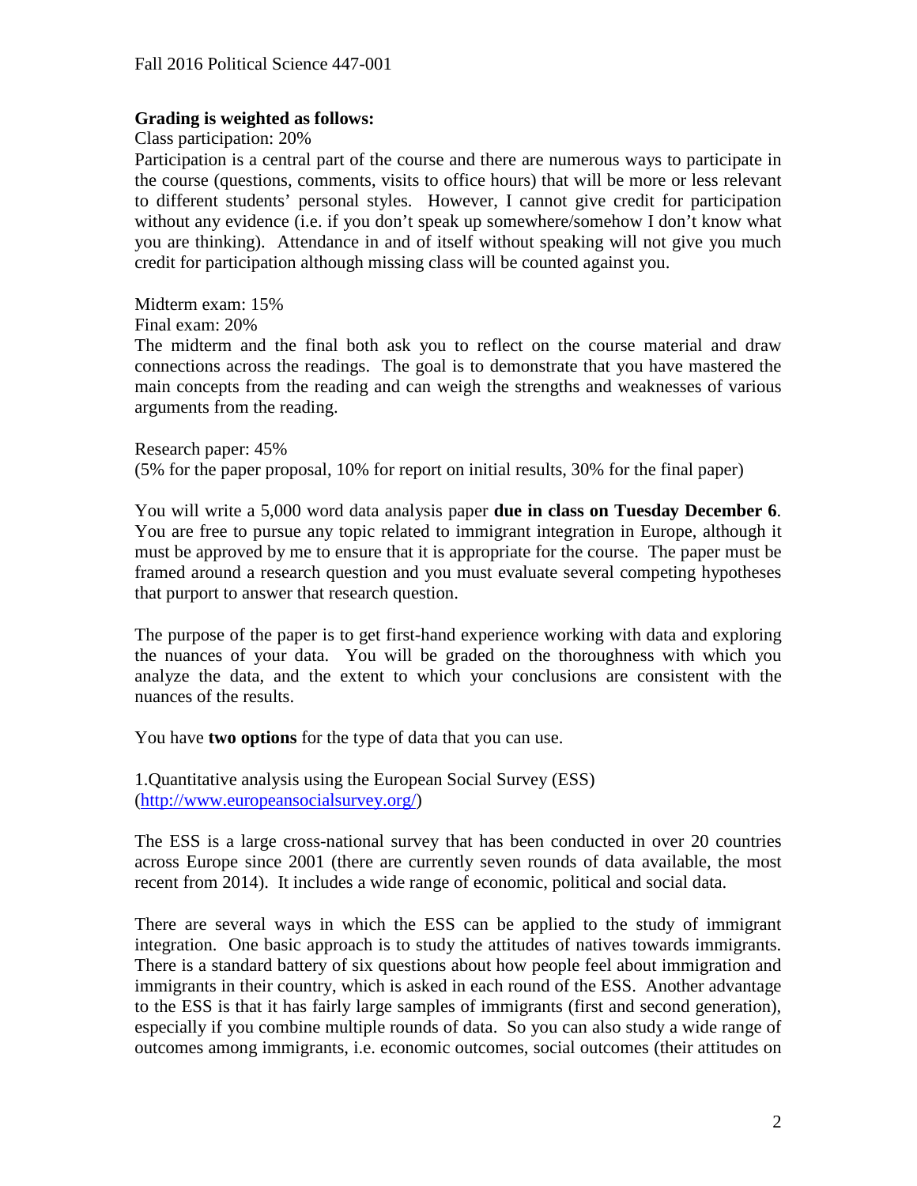**Grading is weighted as follows:**

Class participation: 20%

Participation is a central part of the course and there are numerous ways to participate in the course (questions, comments, visits to office hours) that will be more or less relevant to different students' personal styles. However, I cannot give credit for participation without any evidence (i.e. if you don't speak up somewhere/somehow I don't know what you are thinking). Attendance in and of itself without speaking will not give you much credit for participation although missing class will be counted against you.

Midterm exam: 15%

Final exam: 20%

The midterm and the final both ask you to reflect on the course material and draw connections across the readings. The goal is to demonstrate that you have mastered the main concepts from the reading and can weigh the strengths and weaknesses of various arguments from the reading.

Research paper: 45%

(5% for the paper proposal, 10% for report on initial results, 30% for the final paper)

You will write a 5,000 word data analysis paper **due in class on Tuesday December 6**. You are free to pursue any topic related to immigrant integration in Europe, although it must be approved by me to ensure that it is appropriate for the course. The paper must be framed around a research question and you must evaluate several competing hypotheses that purport to answer that research question.

The purpose of the paper is to get first-hand experience working with data and exploring the nuances of your data. You will be graded on the thoroughness with which you analyze the data, and the extent to which your conclusions are consistent with the nuances of the results.

You have **two options** for the type of data that you can use.

1.Quantitative analysis using the European Social Survey (ESS) (http://www.europeansocialsurvey.org/)

The ESS is a large cross-national survey that has been conducted in over 20 countries across Europe since 2001 (there are currently seven rounds of data available, the most recent from 2014). It includes a wide range of economic, political and social data.

There are several ways in which the ESS can be applied to the study of immigrant integration. One basic approach is to study the attitudes of natives towards immigrants. There is a standard battery of six questions about how people feel about immigration and immigrants in their country, which is asked in each round of the ESS. Another advantage to the ESS is that it has fairly large samples of immigrants (first and second generation), especially if you combine multiple rounds of data. So you can also study a wide range of outcomes among immigrants, i.e. economic outcomes, social outcomes (their attitudes on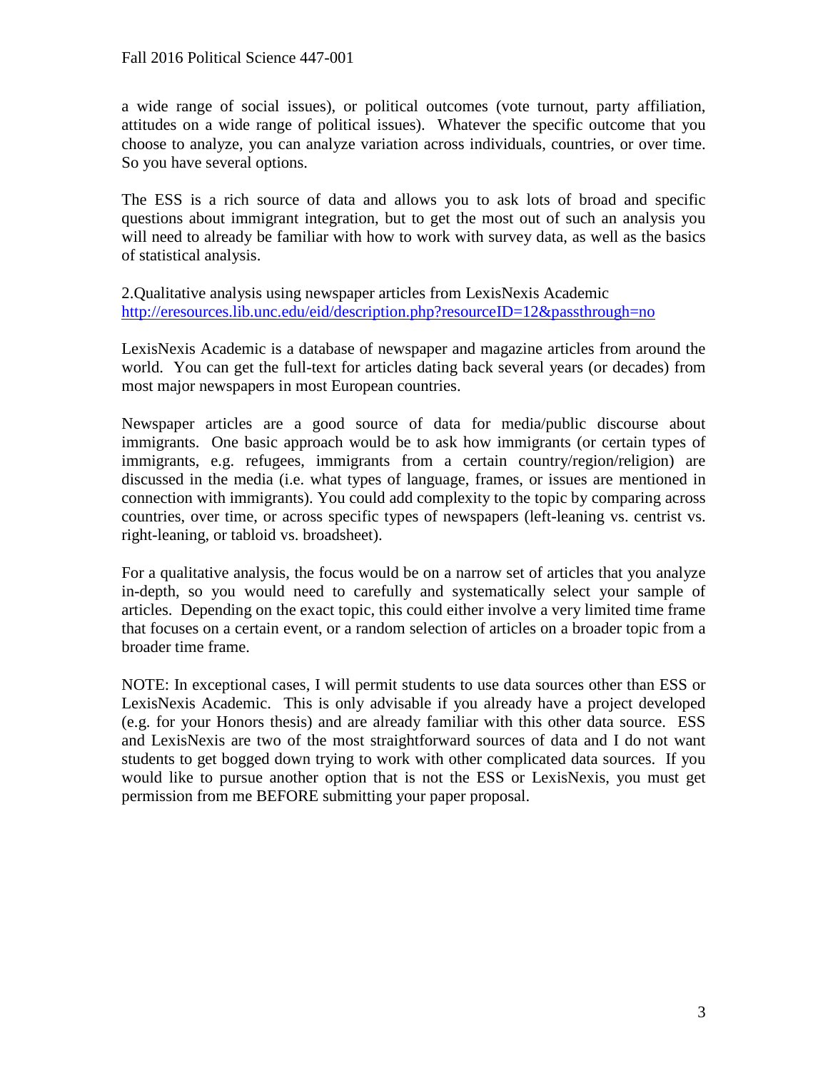a wide range of social issues), or political outcomes (vote turnout, party affiliation, attitudes on a wide range of political issues). Whatever the specific outcome that you choose to analyze, you can analyze variation across individuals, countries, or over time. So you have several options.

The ESS is a rich source of data and allows you to ask lots of broad and specific questions about immigrant integration, but to get the most out of such an analysis you will need to already be familiar with how to work with survey data, as well as the basics of statistical analysis.

2.Qualitative analysis using newspaper articles from LexisNexis Academic
http://eresources.lib.unc.edu/eid/description.php?resourceID=12&passthrough=no

LexisNexis Academic is a database of newspaper and magazine articles from around the world. You can get the full-text for articles dating back several years (or decades) from most major newspapers in most European countries.

Newspaper articles are a good source of data for media/public discourse about immigrants. One basic approach would be to ask how immigrants (or certain types of immigrants, e.g. refugees, immigrants from a certain country/region/religion) are discussed in the media (i.e. what types of language, frames, or issues are mentioned in connection with immigrants). You could add complexity to the topic by comparing across countries, over time, or across specific types of newspapers (left-leaning vs. centrist vs. right-leaning, or tabloid vs. broadsheet).

For a qualitative analysis, the focus would be on a narrow set of articles that you analyze in-depth, so you would need to carefully and systematically select your sample of articles. Depending on the exact topic, this could either involve a very limited time frame that focuses on a certain event, or a random selection of articles on a broader topic from a broader time frame.

NOTE: In exceptional cases, I will permit students to use data sources other than ESS or LexisNexis Academic. This is only advisable if you already have a project developed (e.g. for your Honors thesis) and are already familiar with this other data source. ESS and LexisNexis are two of the most straightforward sources of data and I do not want students to get bogged down trying to work with other complicated data sources. If you would like to pursue another option that is not the ESS or LexisNexis, you must get permission from me BEFORE submitting your paper proposal.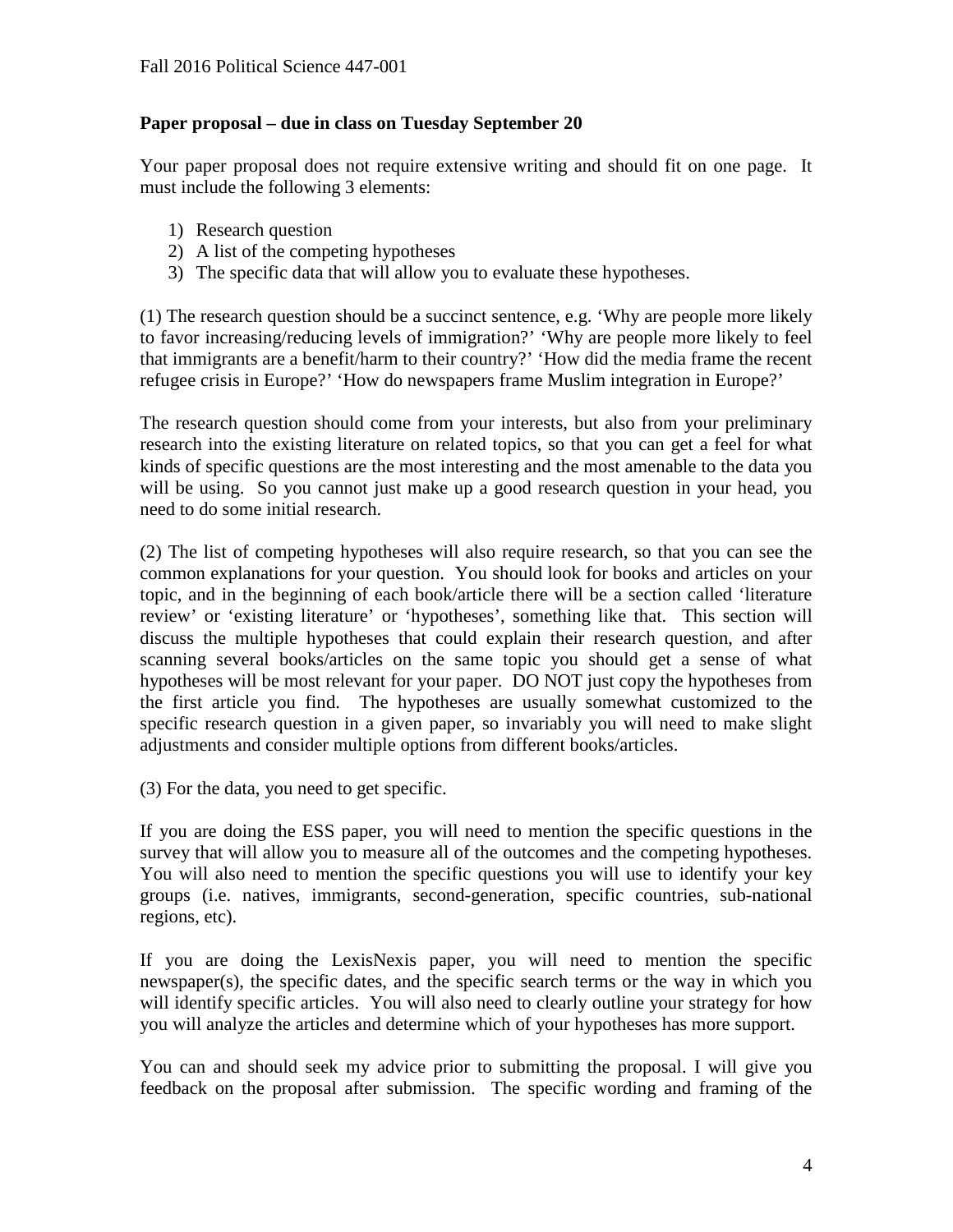**Paper proposal – due in class on Tuesday September 20**

Your paper proposal does not require extensive writing and should fit on one page. It must include the following 3 elements:

1) Research question
2) A list of the competing hypotheses
3) The specific data that will allow you to evaluate these hypotheses.

(1) The research question should be a succinct sentence, e.g. 'Why are people more likely to favor increasing/reducing levels of immigration?' 'Why are people more likely to feel that immigrants are a benefit/harm to their country?' 'How did the media frame the recent refugee crisis in Europe?' 'How do newspapers frame Muslim integration in Europe?'

The research question should come from your interests, but also from your preliminary research into the existing literature on related topics, so that you can get a feel for what kinds of specific questions are the most interesting and the most amenable to the data you will be using. So you cannot just make up a good research question in your head, you need to do some initial research.

(2) The list of competing hypotheses will also require research, so that you can see the common explanations for your question. You should look for books and articles on your topic, and in the beginning of each book/article there will be a section called 'literature review' or 'existing literature' or 'hypotheses', something like that. This section will discuss the multiple hypotheses that could explain their research question, and after scanning several books/articles on the same topic you should get a sense of what hypotheses will be most relevant for your paper. DO NOT just copy the hypotheses from the first article you find. The hypotheses are usually somewhat customized to the specific research question in a given paper, so invariably you will need to make slight adjustments and consider multiple options from different books/articles.

(3) For the data, you need to get specific.

If you are doing the ESS paper, you will need to mention the specific questions in the survey that will allow you to measure all of the outcomes and the competing hypotheses. You will also need to mention the specific questions you will use to identify your key groups (i.e. natives, immigrants, second-generation, specific countries, sub-national regions, etc).

If you are doing the LexisNexis paper, you will need to mention the specific newspaper(s), the specific dates, and the specific search terms or the way in which you will identify specific articles. You will also need to clearly outline your strategy for how you will analyze the articles and determine which of your hypotheses has more support.

You can and should seek my advice prior to submitting the proposal. I will give you feedback on the proposal after submission. The specific wording and framing of the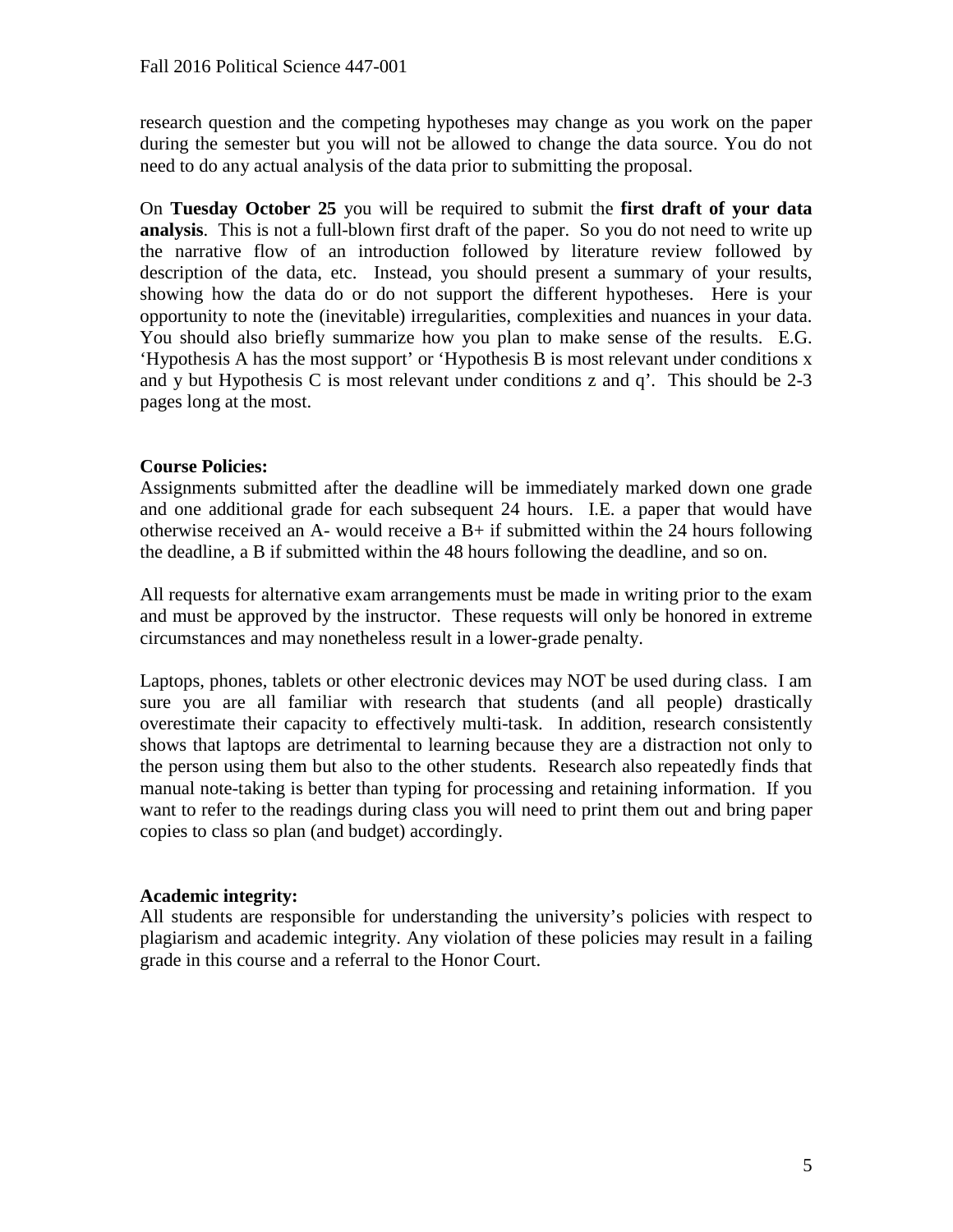research question and the competing hypotheses may change as you work on the paper during the semester but you will not be allowed to change the data source. You do not need to do any actual analysis of the data prior to submitting the proposal.

On **Tuesday October 25** you will be required to submit the **first draft of your data analysis**. This is not a full-blown first draft of the paper. So you do not need to write up the narrative flow of an introduction followed by literature review followed by description of the data, etc. Instead, you should present a summary of your results, showing how the data do or do not support the different hypotheses. Here is your opportunity to note the (inevitable) irregularities, complexities and nuances in your data. You should also briefly summarize how you plan to make sense of the results. E.G. 'Hypothesis A has the most support' or 'Hypothesis B is most relevant under conditions x and y but Hypothesis C is most relevant under conditions z and q'. This should be 2-3 pages long at the most.

**Course Policies:**

Assignments submitted after the deadline will be immediately marked down one grade and one additional grade for each subsequent 24 hours. I.E. a paper that would have otherwise received an A- would receive a B+ if submitted within the 24 hours following the deadline, a B if submitted within the 48 hours following the deadline, and so on.

All requests for alternative exam arrangements must be made in writing prior to the exam and must be approved by the instructor. These requests will only be honored in extreme circumstances and may nonetheless result in a lower-grade penalty.

Laptops, phones, tablets or other electronic devices may NOT be used during class. I am sure you are all familiar with research that students (and all people) drastically overestimate their capacity to effectively multi-task. In addition, research consistently shows that laptops are detrimental to learning because they are a distraction not only to the person using them but also to the other students. Research also repeatedly finds that manual note-taking is better than typing for processing and retaining information. If you want to refer to the readings during class you will need to print them out and bring paper copies to class so plan (and budget) accordingly.

**Academic integrity:**

All students are responsible for understanding the university's policies with respect to plagiarism and academic integrity. Any violation of these policies may result in a failing grade in this course and a referral to the Honor Court.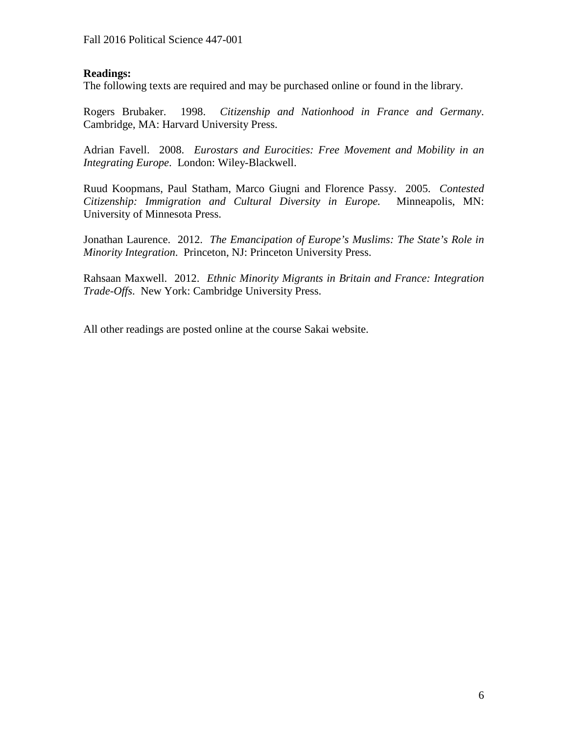**Readings:**

The following texts are required and may be purchased online or found in the library.

Rogers Brubaker. 1998. *Citizenship and Nationhood in France and Germany*. Cambridge, MA: Harvard University Press.

Adrian Favell. 2008. *Eurostars and Eurocities: Free Movement and Mobility in an Integrating Europe*. London: Wiley-Blackwell.

Ruud Koopmans, Paul Statham, Marco Giugni and Florence Passy. 2005. *Contested Citizenship: Immigration and Cultural Diversity in Europe.* Minneapolis, MN: University of Minnesota Press.

Jonathan Laurence. 2012. *The Emancipation of Europe's Muslims: The State's Role in Minority Integration*. Princeton, NJ: Princeton University Press.

Rahsaan Maxwell. 2012. *Ethnic Minority Migrants in Britain and France: Integration Trade-Offs*. New York: Cambridge University Press.

All other readings are posted online at the course Sakai website.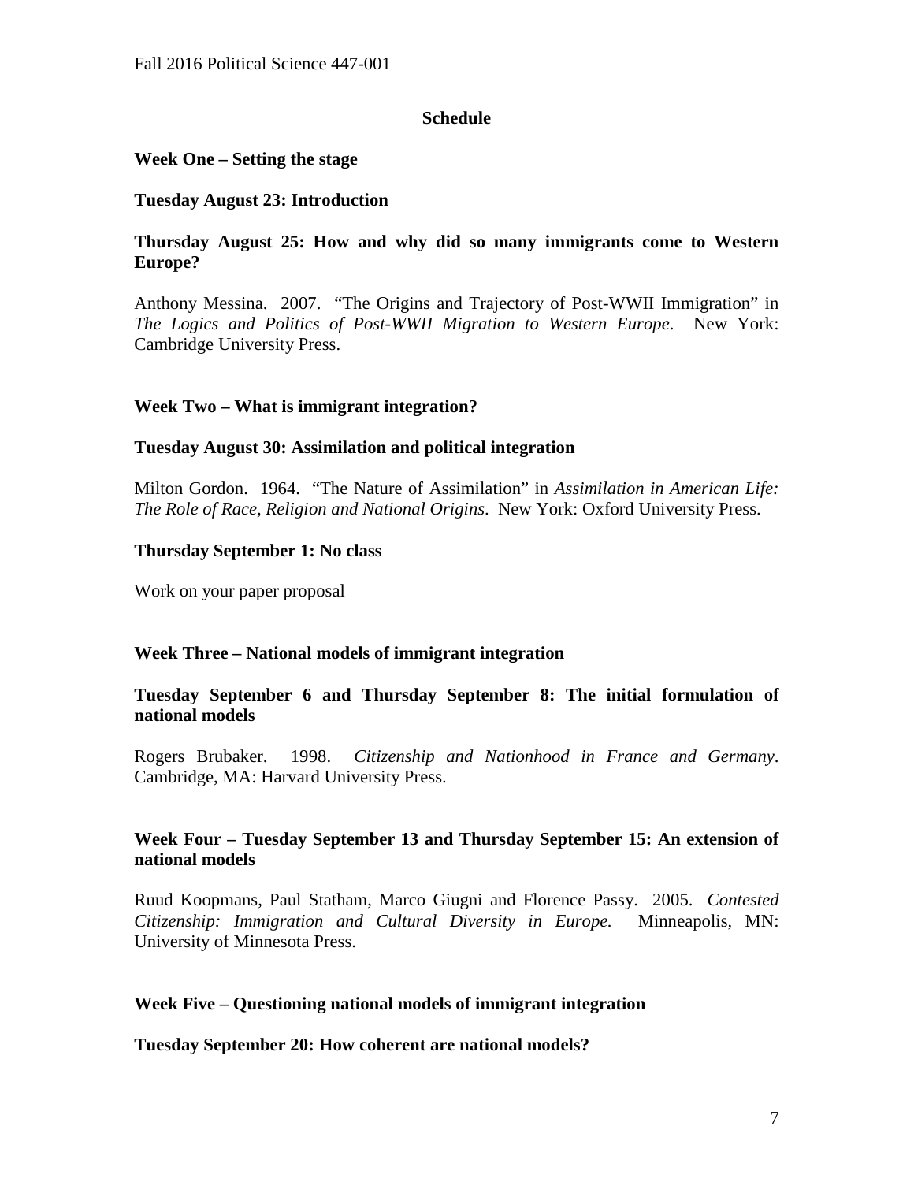## Schedule

**Week One – Setting the stage**

**Tuesday August 23: Introduction**

**Thursday August 25: How and why did so many immigrants come to Western Europe?**

Anthony Messina. 2007. "The Origins and Trajectory of Post-WWII Immigration" in *The Logics and Politics of Post-WWII Migration to Western Europe*. New York: Cambridge University Press.

**Week Two – What is immigrant integration?**

**Tuesday August 30: Assimilation and political integration**

Milton Gordon. 1964. "The Nature of Assimilation" in *Assimilation in American Life: The Role of Race, Religion and National Origins*. New York: Oxford University Press.

**Thursday September 1: No class**

Work on your paper proposal

**Week Three – National models of immigrant integration**

**Tuesday September 6 and Thursday September 8: The initial formulation of national models**

Rogers Brubaker. 1998. *Citizenship and Nationhood in France and Germany*. Cambridge, MA: Harvard University Press.

**Week Four – Tuesday September 13 and Thursday September 15: An extension of national models**

Ruud Koopmans, Paul Statham, Marco Giugni and Florence Passy. 2005. *Contested Citizenship: Immigration and Cultural Diversity in Europe.* Minneapolis, MN: University of Minnesota Press.

**Week Five – Questioning national models of immigrant integration**

**Tuesday September 20: How coherent are national models?**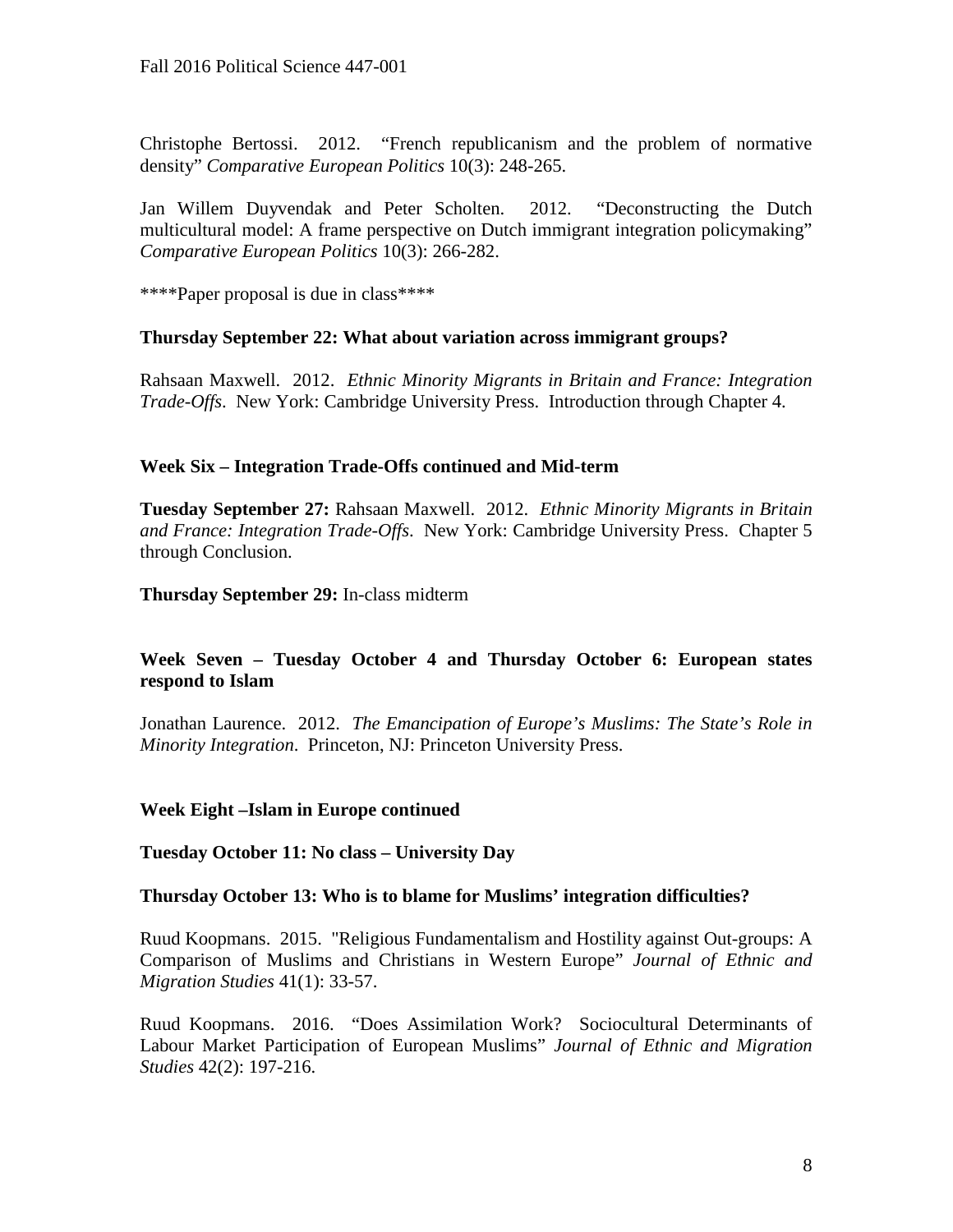Christophe Bertossi. 2012. "French republicanism and the problem of normative density" *Comparative European Politics* 10(3): 248-265.

Jan Willem Duyvendak and Peter Scholten. 2012. "Deconstructing the Dutch multicultural model: A frame perspective on Dutch immigrant integration policymaking" *Comparative European Politics* 10(3): 266-282.

****Paper proposal is due in class****

**Thursday September 22: What about variation across immigrant groups?**

Rahsaan Maxwell. 2012. *Ethnic Minority Migrants in Britain and France: Integration Trade-Offs*. New York: Cambridge University Press. Introduction through Chapter 4.

**Week Six – Integration Trade-Offs continued and Mid-term**

**Tuesday September 27:** Rahsaan Maxwell. 2012. *Ethnic Minority Migrants in Britain and France: Integration Trade-Offs*. New York: Cambridge University Press. Chapter 5 through Conclusion.

**Thursday September 29:** In-class midterm

**Week Seven – Tuesday October 4 and Thursday October 6: European states respond to Islam**

Jonathan Laurence. 2012. *The Emancipation of Europe's Muslims: The State's Role in Minority Integration*. Princeton, NJ: Princeton University Press.

**Week Eight –Islam in Europe continued**

**Tuesday October 11: No class – University Day**

**Thursday October 13: Who is to blame for Muslims' integration difficulties?**

Ruud Koopmans. 2015. "Religious Fundamentalism and Hostility against Out-groups: A Comparison of Muslims and Christians in Western Europe" *Journal of Ethnic and Migration Studies* 41(1): 33-57.

Ruud Koopmans. 2016. "Does Assimilation Work? Sociocultural Determinants of Labour Market Participation of European Muslims" *Journal of Ethnic and Migration Studies* 42(2): 197-216.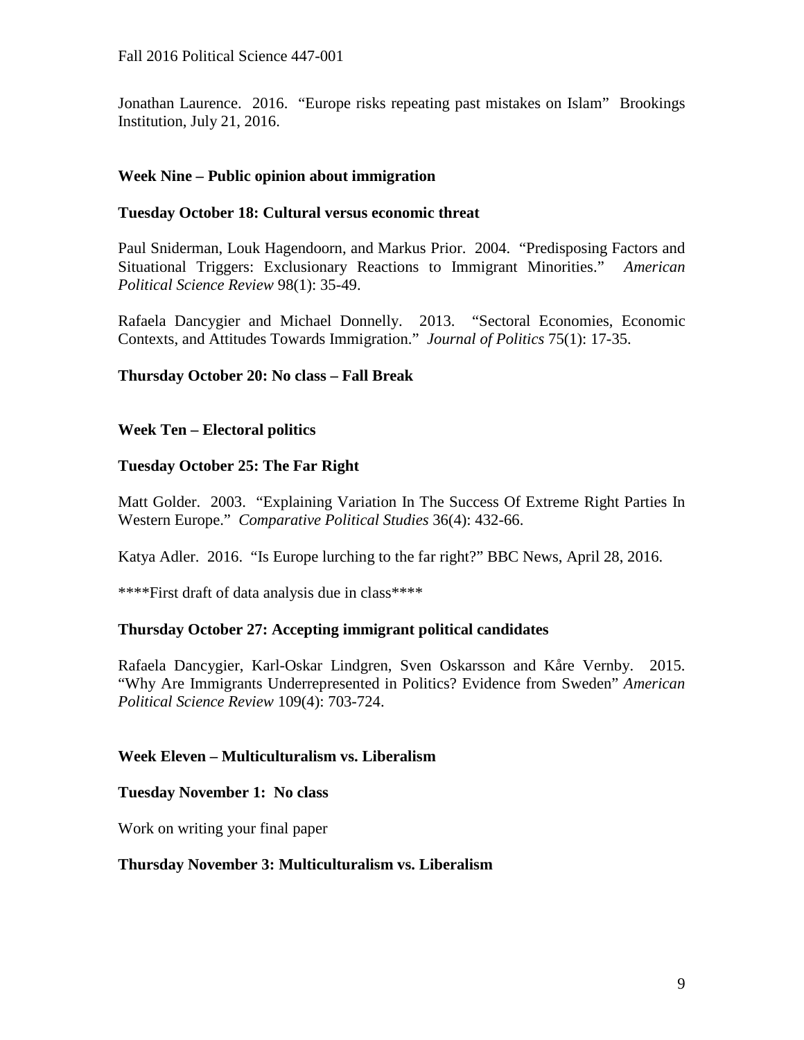Jonathan Laurence. 2016. "Europe risks repeating past mistakes on Islam" Brookings Institution, July 21, 2016.

**Week Nine – Public opinion about immigration**

**Tuesday October 18: Cultural versus economic threat**

Paul Sniderman, Louk Hagendoorn, and Markus Prior. 2004. "Predisposing Factors and Situational Triggers: Exclusionary Reactions to Immigrant Minorities." *American Political Science Review* 98(1): 35-49.

Rafaela Dancygier and Michael Donnelly. 2013. "Sectoral Economies, Economic Contexts, and Attitudes Towards Immigration." *Journal of Politics* 75(1): 17-35.

**Thursday October 20: No class – Fall Break**

**Week Ten – Electoral politics**

**Tuesday October 25: The Far Right**

Matt Golder. 2003. "Explaining Variation In The Success Of Extreme Right Parties In Western Europe." *Comparative Political Studies* 36(4): 432-66.

Katya Adler. 2016. "Is Europe lurching to the far right?" BBC News, April 28, 2016.

****First draft of data analysis due in class****

**Thursday October 27: Accepting immigrant political candidates**

Rafaela Dancygier, Karl-Oskar Lindgren, Sven Oskarsson and Kåre Vernby. 2015. "Why Are Immigrants Underrepresented in Politics? Evidence from Sweden" *American Political Science Review* 109(4): 703-724.

**Week Eleven – Multiculturalism vs. Liberalism**

**Tuesday November 1: No class**

Work on writing your final paper

**Thursday November 3: Multiculturalism vs. Liberalism**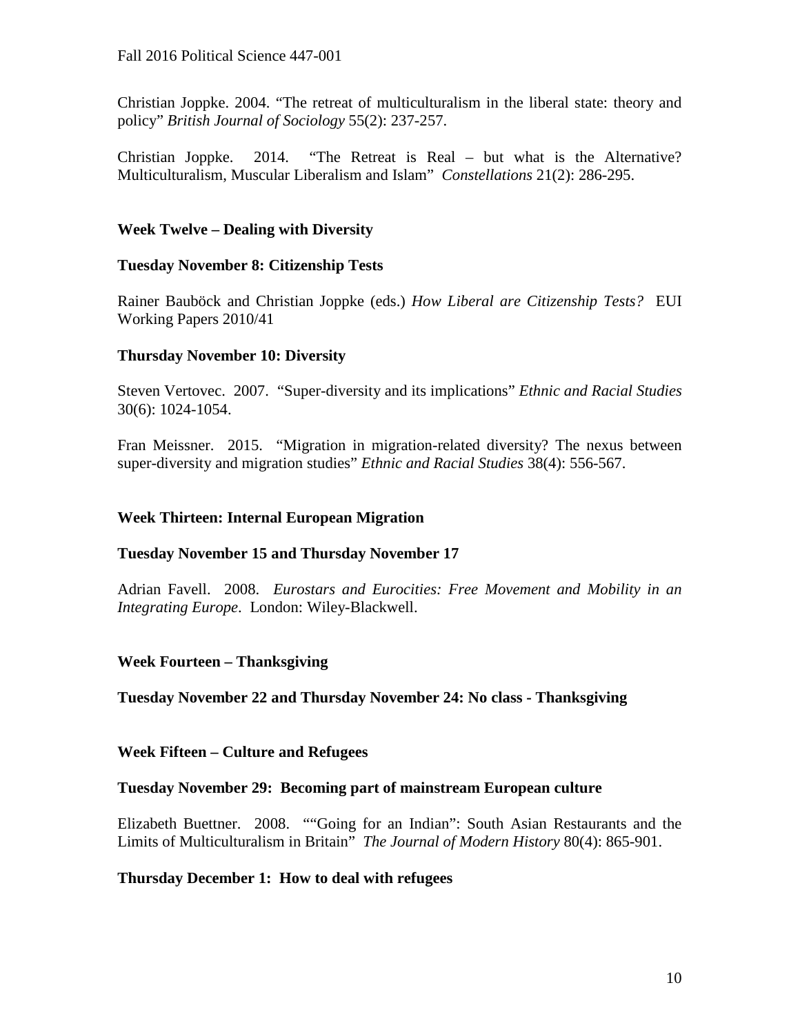Christian Joppke. 2004. “The retreat of multiculturalism in the liberal state: theory and policy” *British Journal of Sociology* 55(2): 237-257.

Christian Joppke. 2014. “The Retreat is Real – but what is the Alternative? Multiculturalism, Muscular Liberalism and Islam” *Constellations* 21(2): 286-295.

**Week Twelve – Dealing with Diversity**

**Tuesday November 8: Citizenship Tests**

Rainer Bauböck and Christian Joppke (eds.) *How Liberal are Citizenship Tests?* EUI Working Papers 2010/41

**Thursday November 10: Diversity**

Steven Vertovec. 2007. “Super-diversity and its implications” *Ethnic and Racial Studies* 30(6): 1024-1054.

Fran Meissner. 2015. “Migration in migration-related diversity? The nexus between super-diversity and migration studies” *Ethnic and Racial Studies* 38(4): 556-567.

**Week Thirteen: Internal European Migration**

**Tuesday November 15 and Thursday November 17**

Adrian Favell. 2008. *Eurostars and Eurocities: Free Movement and Mobility in an Integrating Europe*. London: Wiley-Blackwell.

**Week Fourteen – Thanksgiving**

**Tuesday November 22 and Thursday November 24: No class - Thanksgiving**

**Week Fifteen – Culture and Refugees**

**Tuesday November 29: Becoming part of mainstream European culture**

Elizabeth Buettner. 2008. ““Going for an Indian”: South Asian Restaurants and the Limits of Multiculturalism in Britain” *The Journal of Modern History* 80(4): 865-901.

**Thursday December 1: How to deal with refugees**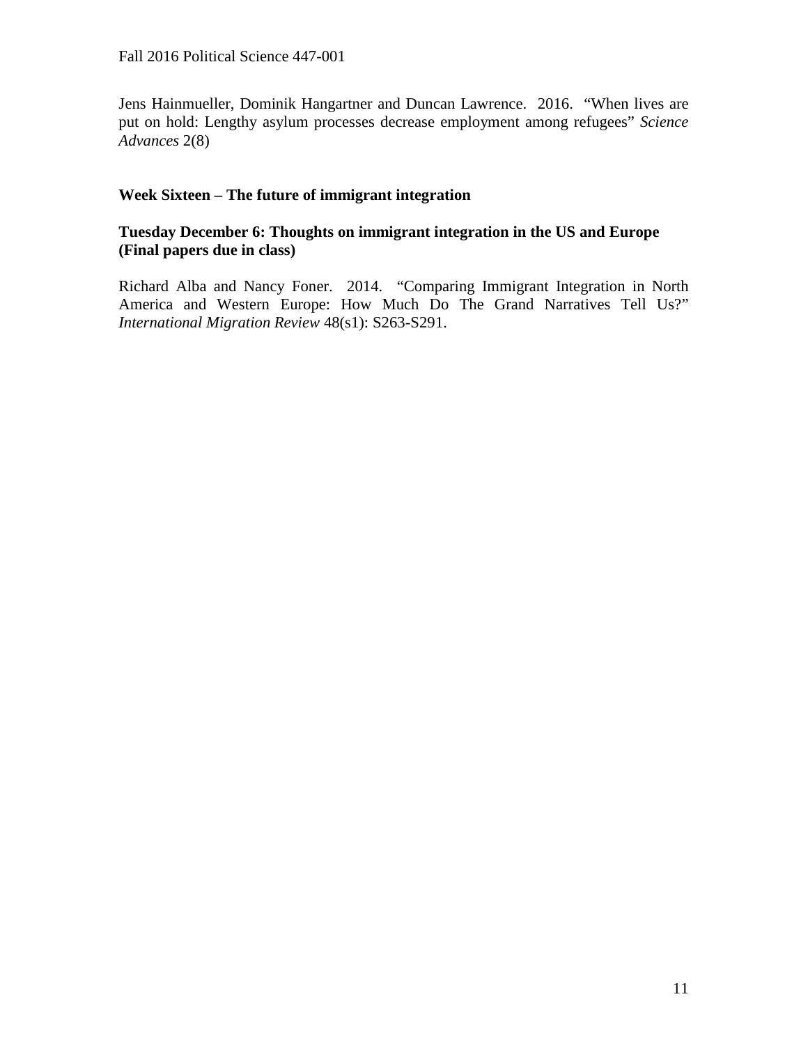Jens Hainmueller, Dominik Hangartner and Duncan Lawrence. 2016. "When lives are put on hold: Lengthy asylum processes decrease employment among refugees" *Science Advances* 2(8)

**Week Sixteen – The future of immigrant integration**

**Tuesday December 6: Thoughts on immigrant integration in the US and Europe (Final papers due in class)**

Richard Alba and Nancy Foner. 2014. "Comparing Immigrant Integration in North America and Western Europe: How Much Do The Grand Narratives Tell Us?" *International Migration Review* 48(s1): S263-S291.